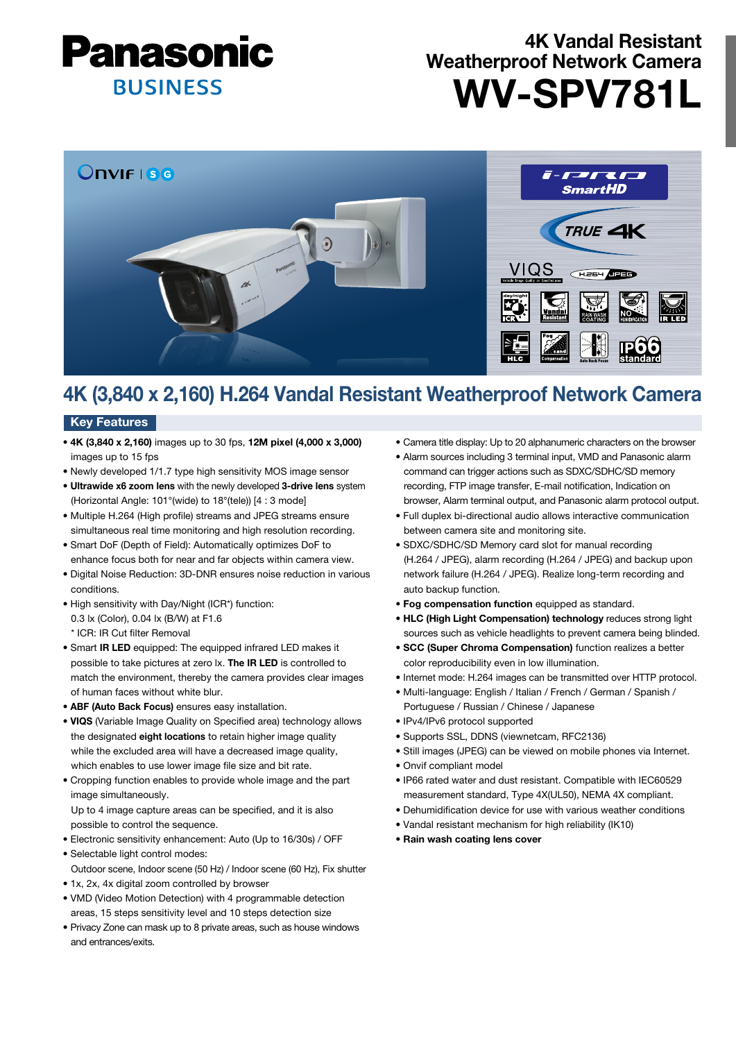# Panasonic BUSINESS

## 4K Vandal Resistant Weatherproof Network Camera

# WV-SPV781L

## 4K (3,840 x 2,160) H.264 Vandal Resistant Weatherproof Network Camera

### Key Features

- **4K (3,840 x 2,160)** images up to 30 fps, **12M pixel (4,000 x 3,000)** images up to 15 fps
- Newly developed 1/1.7 type high sensitivity MOS image sensor
- **Ultrawide x6 zoom lens** with the newly developed **3-drive lens** system (Horizontal Angle: 101°(wide) to 18°(tele)) [4 : 3 mode]
- Multiple H.264 (High profile) streams and JPEG streams ensure simultaneous real time monitoring and high resolution recording.
- Smart DoF (Depth of Field): Automatically optimizes DoF to enhance focus both for near and far objects within camera view.
- Digital Noise Reduction: 3D-DNR ensures noise reduction in various conditions.
- High sensitivity with Day/Night (ICR*) function: 0.3 lx (Color), 0.04 lx (B/W) at F1.6
  \* ICR: IR Cut filter Removal
- Smart **IR LED** equipped: The equipped infrared LED makes it possible to take pictures at zero lx. **The IR LED** is controlled to match the environment, thereby the camera provides clear images of human faces without white blur.
- **ABF (Auto Back Focus)** ensures easy installation.
- **VIQS** (Variable Image Quality on Specified area) technology allows the designated **eight locations** to retain higher image quality while the excluded area will have a decreased image quality, which enables to use lower image file size and bit rate.
- Cropping function enables to provide whole image and the part image simultaneously.
  Up to 4 image capture areas can be specified, and it is also possible to control the sequence.
- Electronic sensitivity enhancement: Auto (Up to 16/30s) / OFF
- Selectable light control modes:
  Outdoor scene, Indoor scene (50 Hz) / Indoor scene (60 Hz), Fix shutter
- 1x, 2x, 4x digital zoom controlled by browser
- VMD (Video Motion Detection) with 4 programmable detection areas, 15 steps sensitivity level and 10 steps detection size
- Privacy Zone can mask up to 8 private areas, such as house windows and entrances/exits.
- Camera title display: Up to 20 alphanumeric characters on the browser
- Alarm sources including 3 terminal input, VMD and Panasonic alarm command can trigger actions such as SDXC/SDHC/SD memory recording, FTP image transfer, E-mail notification, Indication on browser, Alarm terminal output, and Panasonic alarm protocol output.
- Full duplex bi-directional audio allows interactive communication between camera site and monitoring site.
- SDXC/SDHC/SD Memory card slot for manual recording (H.264 / JPEG), alarm recording (H.264 / JPEG) and backup upon network failure (H.264 / JPEG). Realize long-term recording and auto backup function.
- **Fog compensation function** equipped as standard.
- **HLC (High Light Compensation) technology** reduces strong light sources such as vehicle headlights to prevent camera being blinded.
- **SCC (Super Chroma Compensation)** function realizes a better color reproducibility even in low illumination.
- Internet mode: H.264 images can be transmitted over HTTP protocol.
- Multi-language: English / Italian / French / German / Spanish / Portuguese / Russian / Chinese / Japanese
- IPv4/IPv6 protocol supported
- Supports SSL, DDNS (viewnetcam, RFC2136)
- Still images (JPEG) can be viewed on mobile phones via Internet.
- Onvif compliant model
- IP66 rated water and dust resistant. Compatible with IEC60529 measurement standard, Type 4X(UL50), NEMA 4X compliant.
- Dehumidification device for use with various weather conditions
- Vandal resistant mechanism for high reliability (IK10)
- **Rain wash coating lens cover**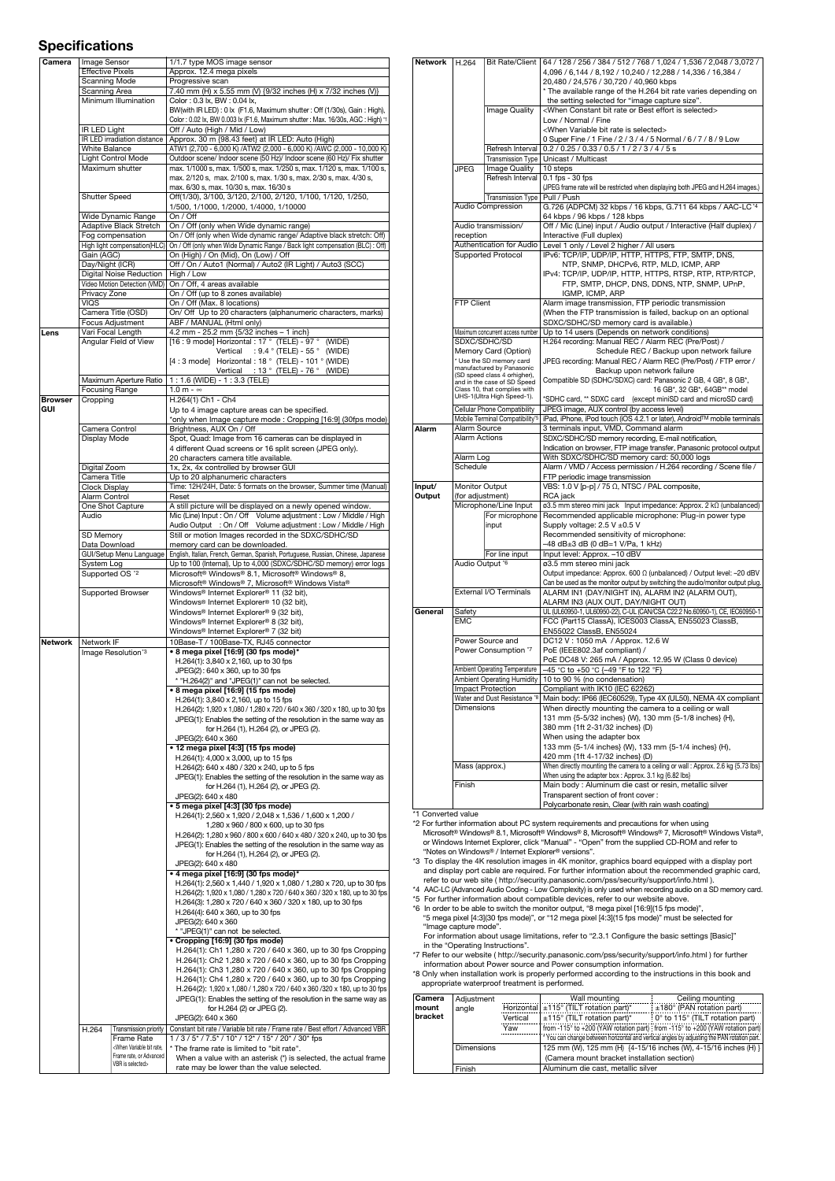## Specifications

| Category | Item | Sub-item | Specification |
|---|---|---|---|
| Camera | Image Sensor | | 1/1.7 type MOS image sensor |
| | Effective Pixels | | Approx. 12.4 mega pixels |
| | Scanning Mode | | Progressive scan |
| | Scanning Area | | 7.40 mm (H) x 5.55 mm (V) {9/32 inches (H) x 7/32 inches (V)} |
| | Minimum Illumination | | Color : 0.3 lx, BW : 0.04 lx, BW(with IR LED) : 0 lx (F1.6, Maximum shutter : Off (1/30s), Gain : High), Color : 0.02 lx, BW 0.003 lx (F1.6, Maximum shutter : Max. 16/30s, AGC : High) *1 |
| | IR LED Light | | Off / Auto (High / Mid / Low) |
| | IR LED irradiation distance | | Approx. 30 m {98.43 feet} at IR LED: Auto (High) |
| | White Balance | | ATW1 (2,700 - 6,000 K) /ATW2 (2,000 - 6,000 K) /AWC (2,000 - 10,000 K) |
| | Light Control Mode | | Outdoor scene/ Indoor scene (50 Hz)/ Indoor scene (60 Hz)/ Fix shutter |
| | Maximum shutter | | max. 1/10000 s, max. 1/500 s, max. 1/250 s, max. 1/120 s, max. 1/100 s, max. 2/120 s, max. 2/100 s, max. 1/30 s, max. 2/30 s, max. 4/30 s, max. 6/30 s, max. 10/30 s, max. 16/30 s |
| | Shutter Speed | | Off(1/30), 3/100, 3/120, 2/100, 2/120, 1/100, 1/120, 1/250, 1/500, 1/1000, 1/2000, 1/4000, 1/10000 |
| | Wide Dynamic Range | | On / Off |
| | Adaptive Black Stretch | | On / Off (only when Wide dynamic range) |
| | Fog compensation | | On / Off (only when Wide dynamic range/ Adaptive black stretch: Off) |
| | High light compensation(HLC) | | On / Off (only when Wide Dynamic Range / Back light compensation (BLC) : Off) |
| | Gain (AGC) | | On (High) / On (Mid), On (Low) / Off |
| | Day/Night (ICR) | | Off / On / Auto1 (Normal) / Auto2 (IR Light) / Auto3 (SCC) |
| | Digital Noise Reduction | | High / Low |
| | Video Motion Detection (VMD) | | On / Off, 4 areas available |
| | Privacy Zone | | On / Off (up to 8 zones available) |
| | VIQS | | On / Off (Max. 8 locations) |
| | Camera Title (OSD) | | On/ Off Up to 20 characters (alphanumeric characters, marks) |
| | Focus Adjustment | | ABF / MANUAL (Html only) |
| Lens | Vari Focal Length | | 4.2 mm - 25.2 mm {5/32 inches – 1 inch} |
| | Angular Field of View | | [16 : 9 mode] Horizontal : 17 ° (TELE) - 97 ° (WIDE) Vertical : 9.4 ° (TELE) - 55 ° (WIDE) [4 : 3 mode] Horizontal : 18 ° (TELE) - 101 ° (WIDE) Vertical : 13 ° (TELE) - 76 ° (WIDE) |
| | Maximum Aperture Ratio | | 1 : 1.6 (WIDE) - 1 : 3.3 (TELE) |
| | Focusing Range | | 1.0 m - ∞ |
| Browser GUI | Cropping | | H.264(1) Ch1 - Ch4 Up to 4 image capture areas can be specified. *only when Image capture mode : Cropping [16:9] (30fps mode) |
| | Camera Control | | Brightness, AUX On / Off |
| | Display Mode | | Spot, Quad: Image from 16 cameras can be displayed in 4 different Quad screens or 16 split screen (JPEG only). 20 characters camera title available. |
| | Digital Zoom | | 1x, 2x, 4x controlled by browser GUI |
| | Camera Title | | Up to 20 alphanumeric characters |
| | Clock Display | | Time: 12H/24H, Date: 5 formats on the browser, Summer time (Manual) |
| | Alarm Control | | Reset |
| | One Shot Capture | | A still picture will be displayed on a newly opened window. |
| | Audio | | Mic (Line) Input : On / Off Volume adjustment : Low / Middle / High Audio Output : On / Off Volume adjustment : Low / Middle / High |
| | SD Memory Data Download | | Still or motion Images recorded in the SDXC/SDHC/SD memory card can be downloaded. |
| | GUI/Setup Menu Language | | English, Italian, French, German, Spanish, Portuguese, Russian, Chinese, Japanese |
| | System Log | | Up to 100 (Internal), Up to 4,000 (SDXC/SDHC/SD memory) error logs |
| | Supported OS *2 | | Microsoft® Windows® 8.1, Microsoft® Windows® 8, Microsoft® Windows® 7, Microsoft® Windows Vista® |
| | Supported Browser | | Windows® Internet Explorer® 11 (32 bit), Windows® Internet Explorer® 10 (32 bit), Windows® Internet Explorer® 9 (32 bit), Windows® Internet Explorer® 8 (32 bit), Windows® Internet Explorer® 7 (32 bit) |
| Network | Network IF | | 10Base-T / 100Base-TX, RJ45 connector |
| | Image Resolution *3 | | **• 8 mega pixel [16:9] (30 fps mode)*** H.264(1): 3,840 x 2,160, up to 30 fps JPEG(2): 640 x 360, up to 30 fps * "H.264(2)" and "JPEG(1)" can not be selected. **• 8 mega pixel [16:9] (15 fps mode)** H.264(1): 3,840 x 2,160, up to 15 fps H.264(2): 1,920 x 1,080 / 1,280 x 720 / 640 x 360 / 320 x 180, up to 30 fps JPEG(1): Enables the setting of the resolution in the same way as for H.264 (1), H.264 (2), or JPEG (2). JPEG(2): 640 x 360 **• 12 mega pixel [4:3] (15 fps mode)** H.264(1): 4,000 x 3,000, up to 15 fps H.264(2): 640 x 480 / 320 x 240, up to 5 fps JPEG(1): Enables the setting of the resolution in the same way as for H.264 (1), H.264 (2), or JPEG (2). JPEG(2): 640 x 480 **• 5 mega pixel [4:3] (30 fps mode)** H.264(1): 2,560 x 1,920 / 2,048 x 1,536 / 1,600 x 1,200 / 1,280 x 960 / 800 x 600, up to 30 fps H.264(2): 1,280 x 960 / 800 x 600 / 640 x 480 / 320 x 240, up to 30 fps JPEG(1): Enables the setting of the resolution in the same way as for H.264 (1), H.264 (2), or JPEG (2). JPEG(2): 640 x 480 **• 4 mega pixel [16:9] (30 fps mode)*** H.264(1): 2,560 x 1,440 / 1,920 x 1,080 / 1,280 x 720, up to 30 fps H.264(2): 1,920 x 1,080 / 1,280 x 720 / 640 x 360 / 320 x 180, up to 30 fps H.264(3): 1,280 x 720 / 640 x 360 / 320 x 180, up to 30 fps H.264(4): 640 x 360, up to 30 fps JPEG(2): 640 x 360 * "JPEG(1)" can not be selected. **• Cropping [16:9] (30 fps mode)** H.264(1): Ch1 1,280 x 720 / 640 x 360, up to 30 fps Cropping H.264(1): Ch2 1,280 x 720 / 640 x 360, up to 30 fps Cropping H.264(1): Ch3 1,280 x 720 / 640 x 360, up to 30 fps Cropping H.264(1): Ch4 1,280 x 720 / 640 x 360, up to 30 fps Cropping H.264(2): 1,920 x 1,080 / 1,280 x 720 / 640 x 360 /320 x 180, up to 30 fps JPEG(1): Enables the setting of the resolution in the same way as for H.264 (2) or JPEG (2). JPEG(2): 640 x 360 |
| | H.264 | Transmission priority | Constant bit rate / Variable bit rate / Frame rate / Best effort / Advanced VBR |
| | | Frame Rate <When Variable bit rate, Frame rate, or Advanced VBR is selected> | 1 / 3 / 5* / 7.5* / 10* / 12* / 15* / 20* / 30* fps * The frame rate is limited to "bit rate". When a value with an asterisk (*) is selected, the actual frame rate may be lower than the value selected. |
| | | Bit Rate/Client | 64 / 128 / 256 / 384 / 512 / 768 / 1,024 / 1,536 / 2,048 / 3,072 / 4,096 / 6,144 / 8,192 / 10,240 / 12,288 / 14,336 / 16,384 / 20,480 / 24,576 / 30,720 / 40,960 kbps * The available range of the H.264 bit rate varies depending on the setting selected for "image capture size". |
| | | Image Quality | <When Constant bit rate or Best effort is selected> Low / Normal / Fine <When Variable bit rate is selected> 0 Super Fine / 1 Fine / 2 / 3 / 4 / 5 Normal / 6 / 7 / 8 / 9 Low |
| | | Refresh Interval | 0.2 / 0.25 / 0.33 / 0.5 / 1 / 2 / 3 / 4 / 5 s |
| | | Transmission Type | Unicast / Multicast |
| | JPEG | Image Quality | 10 steps |
| | | Refresh Interval | 0.1 fps - 30 fps (JPEG frame rate will be restricted when displaying both JPEG and H.264 images.) |
| | | Transmission Type | Pull / Push |
| | Audio Compression | | G.726 (ADPCM) 32 kbps / 16 kbps, G.711 64 kbps / AAC-LC *4 64 kbps / 96 kbps / 128 kbps |
| | Audio transmission/ reception | | Off / Mic (Line) input / Audio output / Interactive (Half duplex) / Interactive (Full duplex) |
| | Authentication for Audio | | Level 1 only / Level 2 higher / All users |
| | Supported Protocol | | IPv6: TCP/IP, UDP/IP, HTTP, HTTPS, FTP, SMTP, DNS, NTP, SNMP, DHCPv6, RTP, MLD, ICMP, ARP IPv4: TCP/IP, UDP/IP, HTTP, HTTPS, RTSP, RTP, RTP/RTCP, FTP, SMTP, DHCP, DNS, DDNS, NTP, SNMP, UPnP, IGMP, ICMP, ARP |
| | FTP Client | | Alarm image transmission, FTP periodic transmission (When the FTP transmission is failed, backup on an optional SDXC/SDHC/SD memory card is available.) |
| | Maximum concurrent access number | | Up to 14 users (Depends on network conditions) |
| | SDXC/SDHC/SD Memory Card (Option) * Use the SD memory card manufactured by Panasonic (SD speed class 4 orhigher), and in the case of SD Speed Class 10, that complies with UHS-1(Ultra High Speed-1). | | H.264 recording: Manual REC / Alarm REC (Pre/Post) / Schedule REC / Backup upon network failure JPEG recording: Manual REC / Alarm REC (Pre/Post) / FTP error / Backup upon network failure Compatible SD (SDHC/SDXC) card: Panasonic 2 GB, 4 GB*, 8 GB*, 16 GB*, 32 GB*, 64GB** model *SDHC card, ** SDXC card (except miniSD card and microSD card) |
| | Cellular Phone Compatibility | | JPEG image, AUX control (by access level) |
| | Mobile Terminal Compatibility *5 | | iPad, iPhone, iPod touch (iOS 4.2.1 or later), Android™ mobile terminals |
| Alarm | Alarm Source | | 3 terminals input, VMD, Command alarm |
| | Alarm Actions | | SDXC/SDHC/SD memory recording, E-mail notification, Indication on browser, FTP image transfer, Panasonic protocol output |
| | Alarm Log | | With SDXC/SDHC/SD memory card: 50,000 logs |
| | Schedule | | Alarm / VMD / Access permission / H.264 recording / Scene file / FTP periodic image transmission |
| Input/ Output | Monitor Output (for adjustment) | | VBS: 1.0 V [p-p] / 75 Ω, NTSC / PAL composite, RCA jack |
| | Microphone/Line Input | | ø3.5 mm stereo mini jack Input impedance: Approx. 2 kΩ (unbalanced) |
| | | For microphone input | Recommended applicable microphone: Plug-in power type Supply voltage: 2.5 V ±0.5 V Recommended sensitivity of microphone: –48 dB±3 dB (0 dB=1 V/Pa, 1 kHz) |
| | | For line input | Input level: Approx. –10 dBV |
| | Audio Output *6 | | ø3.5 mm stereo mini jack Output impedance: Approx. 600 Ω (unbalanced) / Output level: –20 dBV Can be used as the monitor output by switching the audio/monitor output plug. |
| | External I/O Terminals | | ALARM IN1 (DAY/NIGHT IN), ALARM IN2 (ALARM OUT), ALARM IN3 (AUX OUT, DAY/NIGHT OUT) |
| General | Safety | | UL (UL60950-1, UL60950-22), C-UL (CAN/CSA C22.2 No.60950-1), CE, IEC60950-1 |
| | EMC | | FCC (Part15 ClassA), ICES003 ClassA, EN55023 ClassB, EN55022 ClassB, EN55024 |
| | Power Source and Power Consumption *7 | | DC12 V : 1050 mA / Approx. 12.6 W PoE (IEEE802.3af compliant) / PoE DC48 V: 265 mA / Approx. 12.95 W (Class 0 device) |
| | Ambient Operating Temperature | | –45 °C to +50 °C {–49 °F to 122 °F} |
| | Ambient Operating Humidity | | 10 to 90 % (no condensation) |
| | Impact Protection | | Compliant with IK10 (IEC 62262) |
| | Water and Dust Resistance *8 | | Main body: IP66 (IEC60529), Type 4X (UL50), NEMA 4X compliant |
| | Dimensions | | When directly mounting the camera to a ceiling or wall 131 mm {5-5/32 inches} (W), 130 mm {5-1/8 inches} (H), 380 mm {1ft 2-31/32 inches} (D) When using the adapter box 133 mm {5-1/4 inches} (W), 133 mm {5-1/4 inches} (H), 420 mm {1ft 4-17/32 inches} (D) |
| | Mass (approx.) | | When directly mounting the camera to a ceiling or wall : Approx. 2.6 kg {5.73 lbs} When using the adapter box : Approx. 3.1 kg {6.82 lbs} |
| | Finish | | Main body : Aluminum die cast or resin, metallic silver Transparent section of front cover : Polycarbonate resin, Clear (with rain wash coating) |

*1 Converted value

*2 For further information about PC system requirements and precautions for when using Microsoft® Windows® 8.1, Microsoft® Windows® 8, Microsoft® Windows® 7, Microsoft® Windows Vista®, or Windows Internet Explorer, click "Manual" - "Open" from the supplied CD-ROM and refer to "Notes on Windows® / Internet Explorer® versions".

*3 To display the 4K resolution images in 4K monitor, graphics board equipped with a display port and display port cable are required. For further information about the recommended graphic card, refer to our web site ( http://security.panasonic.com/pss/security/support/info.html ).

*4 AAC-LC (Advanced Audio Coding - Low Complexity) is only used when recording audio on a SD memory card.

*5 For further information about compatible devices, refer to our website above.

*6 In order to be able to switch the monitor output, "8 mega pixel [16:9](15 fps mode)", "5 mega pixel [4:3](30 fps mode)", or "12 mega pixel [4:3](15 fps mode)" must be selected for "Image capture mode".
For information about usage limitations, refer to "2.3.1 Configure the basic settings [Basic]" in the "Operating Instructions".

*7 Refer to our website ( http://security.panasonic.com/pss/security/support/info.html ) for further information about Power source and Power consumption information.

*8 Only when installation work is properly performed according to the instructions in this book and appropriate waterproof treatment is performed.

| Category | Item | Sub-item | Wall mounting | Ceiling mounting |
|---|---|---|---|---|
| Camera mount bracket | Adjustment angle | Horizontal | ±115° (TILT rotation part)* | ±180° (PAN rotation part) |
| | | Vertical | ±115° (TILT rotation part)* | 0° to 115° (TILT rotation part) |
| | | Yaw | from -115° to +200 (YAW rotation part) | from -115° to +200 (YAW rotation part) |
| | | | * You can change between horizontal and vertical angles by adjusting the PAN rotation part. | |
| | Dimensions | | 125 mm (W), 125 mm (H) {4-15/16 inches (W), 4-15/16 inches (H) } (Camera mount bracket installation section) | |
| | Finish | | Aluminum die cast, metallic silver | |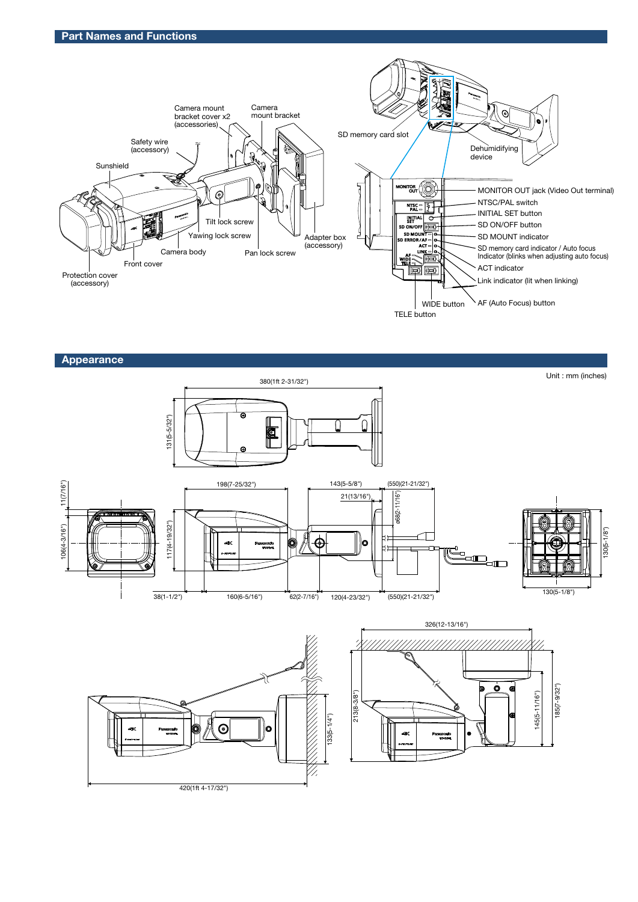## Part Names and Functions

Camera mount bracket cover x2 (accessories)

Camera mount bracket

Safety wire (accessory)

Sunshield

Tilt lock screw

Yawing lock screw

Camera body

Front cover

Protection cover (accessory)

Pan lock screw

Adapter box (accessory)

SD memory card slot

Dehumidifying device

MONITOR OUT jack (Video Out terminal)

NTSC/PAL switch

INITIAL SET button

SD ON/OFF button

SD MOUNT indicator

SD memory card indicator / Auto focus Indicator (blinks when adjusting auto focus)

ACT indicator

Link indicator (lit when linking)

AF (Auto Focus) button

WIDE button

TELE button

## Appearance

Unit : mm (inches)

380(1ft 2-31/32")

131(5-5/32")

11(7/16")

106(4-3/16")

198(7-25/32")

117(4-19/32")

143(5-5/8")

21(13/16")

(550)(21-21/32")

ø68(2-11/16")

38(1-1/2")

160(6-5/16")

62(2-7/16")

120(4-23/32")

(550)(21-21/32")

130(5-1/8")

130(5-1/8")

326(12-13/16")

133(5-1/4")

213(8-3/8")

145(5-11/16")

185(7-9/32")

420(1ft 4-17/32")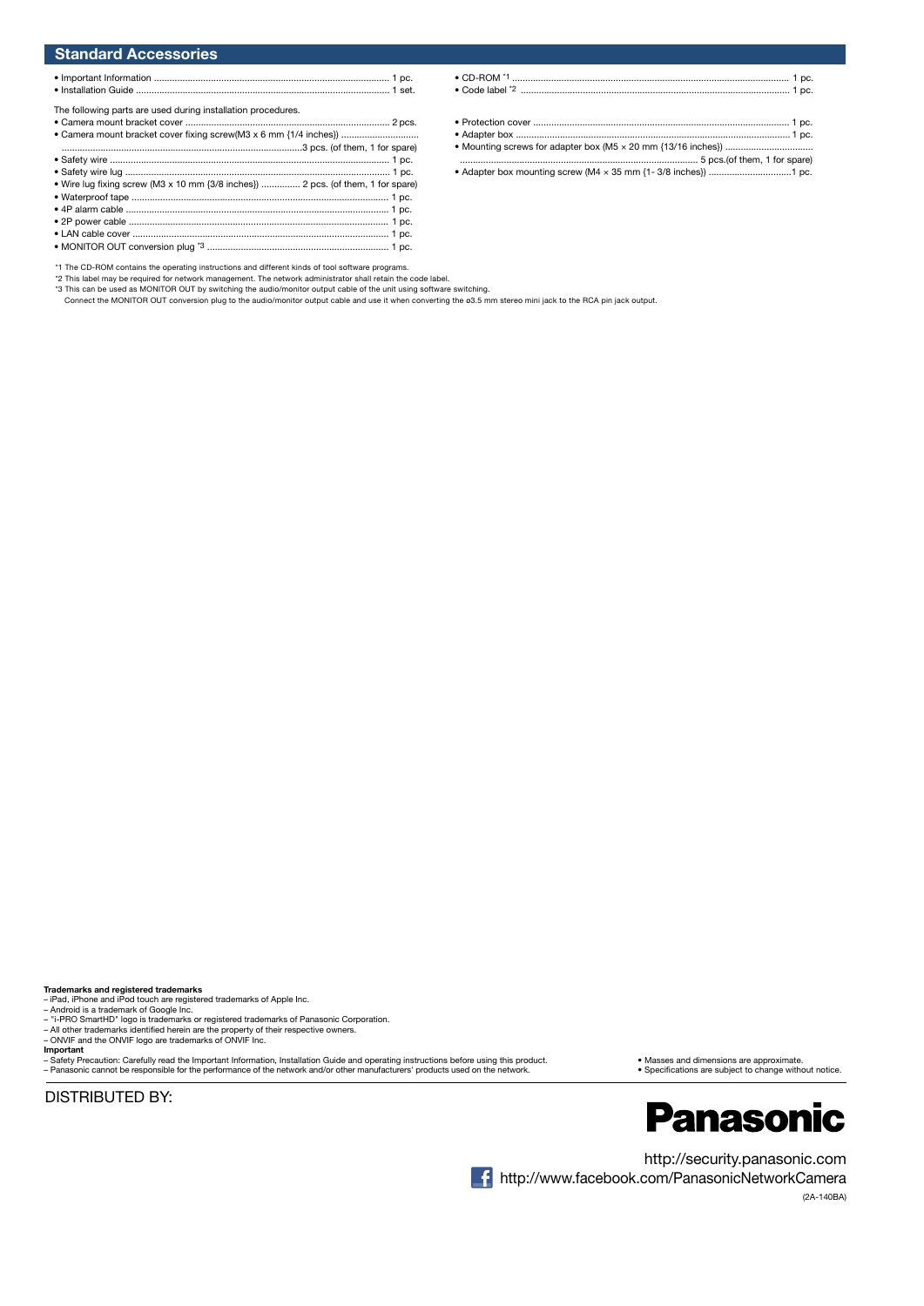## Standard Accessories

- Important Information ............................................................................................. 1 pc.
- Installation Guide ..................................................................................................... 1 set.

The following parts are used during installation procedures.

- Camera mount bracket cover ................................................................................ 2 pcs.
- Camera mount bracket cover fixing screw(M3 x 6 mm {1/4 inches}) ..............................
  ..............................................................................3 pcs. (of them, 1 for spare)
- Safety wire .............................................................................................................. 1 pc.
- Safety wire lug ......................................................................................................... 1 pc.
- Wire lug fixing screw (M3 x 10 mm {3/8 inches}) ............... 2 pcs. (of them, 1 for spare)
- Waterproof tape ...................................................................................................... 1 pc.
- 4P alarm cable ........................................................................................................ 1 pc.
- 2P power cable ....................................................................................................... 1 pc.
- LAN cable cover ..................................................................................................... 1 pc.
- MONITOR OUT conversion plug [*3] ....................................................................... 1 pc.

- CD-ROM [*1] ........................................................................................................... 1 pc.
- Code label [*2] ........................................................................................................ 1 pc.

- Protection cover ..................................................................................................... 1 pc.
- Adapter box ............................................................................................................ 1 pc.
- Mounting screws for adapter box (M5 × 20 mm {13/16 inches}) ...................................
  ............................................................................................ 5 pcs.(of them, 1 for spare)
- Adapter box mounting screw (M4 × 35 mm {1- 3/8 inches}) ................................1 pc.

*1 The CD-ROM contains the operating instructions and different kinds of tool software programs.
*2 This label may be required for network management. The network administrator shall retain the code label.
*3 This can be used as MONITOR OUT by switching the audio/monitor output cable of the unit using software switching.
Connect the MONITOR OUT conversion plug to the audio/monitor output cable and use it when converting the ø3.5 mm stereo mini jack to the RCA pin jack output.

**Trademarks and registered trademarks**
– iPad, iPhone and iPod touch are registered trademarks of Apple Inc.
– Android is a trademark of Google Inc.
– "i-PRO SmartHD" logo is trademarks or registered trademarks of Panasonic Corporation.
– All other trademarks identified herein are the property of their respective owners.
– ONVIF and the ONVIF logo are trademarks of ONVIF Inc.

**Important**
– Safety Precaution: Carefully read the Important Information, Installation Guide and operating instructions before using this product.
– Panasonic cannot be responsible for the performance of the network and/or other manufacturers' products used on the network.

- Masses and dimensions are approximate.
- Specifications are subject to change without notice.

DISTRIBUTED BY:

**Panasonic**

http://security.panasonic.com
http://www.facebook.com/PanasonicNetworkCamera

(2A-140BA)